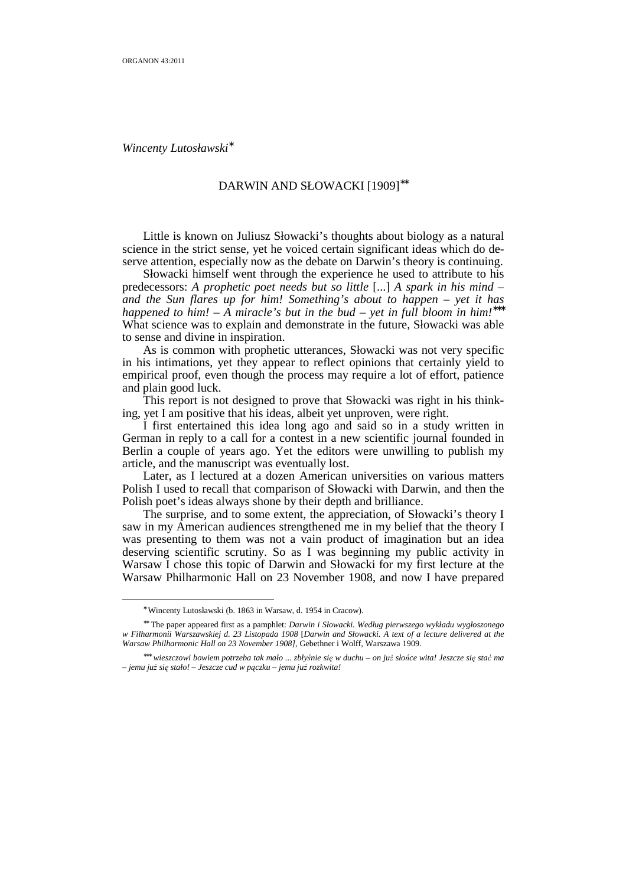*Wincenty Lutosławski*[*]

## DARWIN AND SŁOWACKI [1909][**]

Little is known on Juliusz Słowacki's thoughts about biology as a natural science in the strict sense, yet he voiced certain significant ideas which do deserve attention, especially now as the debate on Darwin's theory is continuing.

Słowacki himself went through the experience he used to attribute to his predecessors: *A prophetic poet needs but so little* [...] *A spark in his mind – and the Sun flares up for him! Something's about to happen – yet it has happened to him! – A miracle's but in the bud – yet in full bloom in him!*[***] What science was to explain and demonstrate in the future, Słowacki was able to sense and divine in inspiration.

As is common with prophetic utterances, Słowacki was not very specific in his intimations, yet they appear to reflect opinions that certainly yield to empirical proof, even though the process may require a lot of effort, patience and plain good luck.

This report is not designed to prove that Słowacki was right in his thinking, yet I am positive that his ideas, albeit yet unproven, were right.

I first entertained this idea long ago and said so in a study written in German in reply to a call for a contest in a new scientific journal founded in Berlin a couple of years ago. Yet the editors were unwilling to publish my article, and the manuscript was eventually lost.

Later, as I lectured at a dozen American universities on various matters Polish I used to recall that comparison of Słowacki with Darwin, and then the Polish poet's ideas always shone by their depth and brilliance.

The surprise, and to some extent, the appreciation, of Słowacki's theory I saw in my American audiences strengthened me in my belief that the theory I was presenting to them was not a vain product of imagination but an idea deserving scientific scrutiny. So as I was beginning my public activity in Warsaw I chose this topic of Darwin and Słowacki for my first lecture at the Warsaw Philharmonic Hall on 23 November 1908, and now I have prepared

---

[*] Wincenty Lutosławski (b. 1863 in Warsaw, d. 1954 in Cracow).

[**] The paper appeared first as a pamphlet: *Darwin i Słowacki. Według pierwszego wykładu wygłoszonego w Filharmonii Warszawskiej d. 23 Listopada 1908* [*Darwin and Słowacki. A text of a lecture delivered at the Warsaw Philharmonic Hall on 23 November 1908]*, Gebethner i Wolff, Warszawa 1909.

[***] *wieszczowi bowiem potrzeba tak mało ... zbłyśnie się w duchu – on już słońce wita! Jeszcze się stać ma – jemu już się stało! – Jeszcze cud w pączku – jemu już rozkwita!*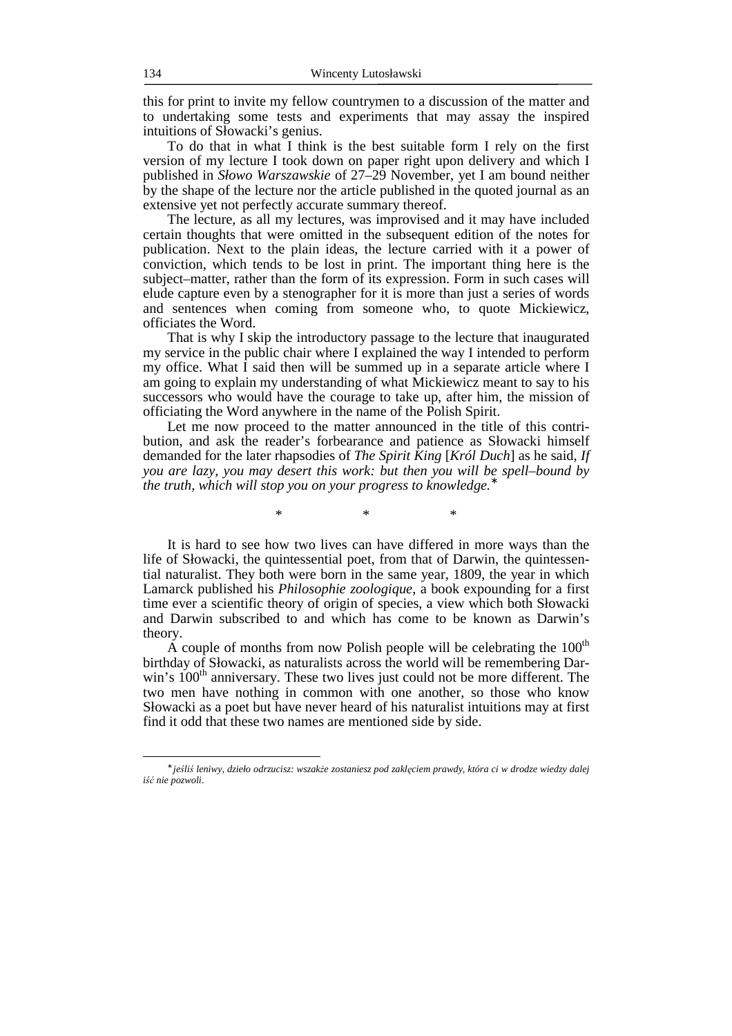this for print to invite my fellow countrymen to a discussion of the matter and to undertaking some tests and experiments that may assay the inspired intuitions of Słowacki's genius.

To do that in what I think is the best suitable form I rely on the first version of my lecture I took down on paper right upon delivery and which I published in *Słowo Warszawskie* of 27–29 November, yet I am bound neither by the shape of the lecture nor the article published in the quoted journal as an extensive yet not perfectly accurate summary thereof.

The lecture, as all my lectures, was improvised and it may have included certain thoughts that were omitted in the subsequent edition of the notes for publication. Next to the plain ideas, the lecture carried with it a power of conviction, which tends to be lost in print. The important thing here is the subject–matter, rather than the form of its expression. Form in such cases will elude capture even by a stenographer for it is more than just a series of words and sentences when coming from someone who, to quote Mickiewicz, officiates the Word.

That is why I skip the introductory passage to the lecture that inaugurated my service in the public chair where I explained the way I intended to perform my office. What I said then will be summed up in a separate article where I am going to explain my understanding of what Mickiewicz meant to say to his successors who would have the courage to take up, after him, the mission of officiating the Word anywhere in the name of the Polish Spirit.

Let me now proceed to the matter announced in the title of this contribution, and ask the reader's forbearance and patience as Słowacki himself demanded for the later rhapsodies of *The Spirit King* [*Król Duch*] as he said, *If you are lazy, you may desert this work: but then you will be spell–bound by the truth, which will stop you on your progress to knowledge.*[*]

\* \* \*

It is hard to see how two lives can have differed in more ways than the life of Słowacki, the quintessential poet, from that of Darwin, the quintessential naturalist. They both were born in the same year, 1809, the year in which Lamarck published his *Philosophie zoologique*, a book expounding for a first time ever a scientific theory of origin of species, a view which both Słowacki and Darwin subscribed to and which has come to be known as Darwin's theory.

A couple of months from now Polish people will be celebrating the 100th birthday of Słowacki, as naturalists across the world will be remembering Darwin's 100th anniversary. These two lives just could not be more different. The two men have nothing in common with one another, so those who know Słowacki as a poet but have never heard of his naturalist intuitions may at first find it odd that these two names are mentioned side by side.

---

[*] *jeśliś leniwy, dzieło odrzucisz: wszakże zostaniesz pod zaklęciem prawdy, która ci w drodze wiedzy dalej iść nie pozwoli*.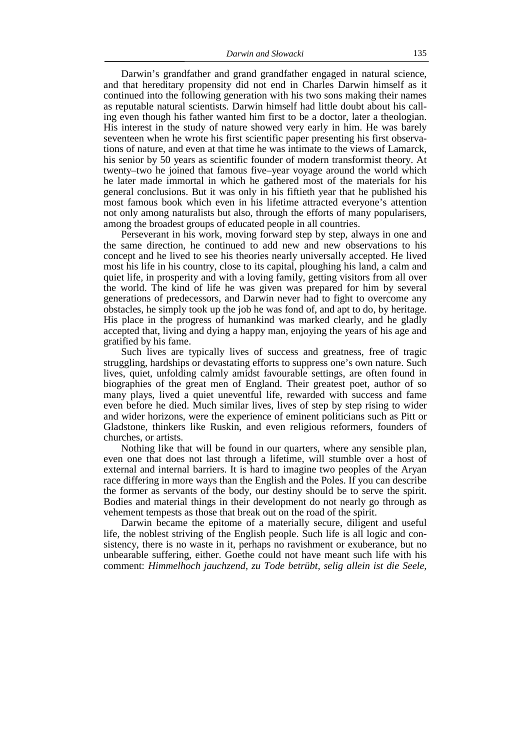Darwin's grandfather and grand grandfather engaged in natural science, and that hereditary propensity did not end in Charles Darwin himself as it continued into the following generation with his two sons making their names as reputable natural scientists. Darwin himself had little doubt about his calling even though his father wanted him first to be a doctor, later a theologian. His interest in the study of nature showed very early in him. He was barely seventeen when he wrote his first scientific paper presenting his first observations of nature, and even at that time he was intimate to the views of Lamarck, his senior by 50 years as scientific founder of modern transformist theory. At twenty–two he joined that famous five–year voyage around the world which he later made immortal in which he gathered most of the materials for his general conclusions. But it was only in his fiftieth year that he published his most famous book which even in his lifetime attracted everyone's attention not only among naturalists but also, through the efforts of many popularisers, among the broadest groups of educated people in all countries.

Perseverant in his work, moving forward step by step, always in one and the same direction, he continued to add new and new observations to his concept and he lived to see his theories nearly universally accepted. He lived most his life in his country, close to its capital, ploughing his land, a calm and quiet life, in prosperity and with a loving family, getting visitors from all over the world. The kind of life he was given was prepared for him by several generations of predecessors, and Darwin never had to fight to overcome any obstacles, he simply took up the job he was fond of, and apt to do, by heritage. His place in the progress of humankind was marked clearly, and he gladly accepted that, living and dying a happy man, enjoying the years of his age and gratified by his fame.

Such lives are typically lives of success and greatness, free of tragic struggling, hardships or devastating efforts to suppress one's own nature. Such lives, quiet, unfolding calmly amidst favourable settings, are often found in biographies of the great men of England. Their greatest poet, author of so many plays, lived a quiet uneventful life, rewarded with success and fame even before he died. Much similar lives, lives of step by step rising to wider and wider horizons, were the experience of eminent politicians such as Pitt or Gladstone, thinkers like Ruskin, and even religious reformers, founders of churches, or artists.

Nothing like that will be found in our quarters, where any sensible plan, even one that does not last through a lifetime, will stumble over a host of external and internal barriers. It is hard to imagine two peoples of the Aryan race differing in more ways than the English and the Poles. If you can describe the former as servants of the body, our destiny should be to serve the spirit. Bodies and material things in their development do not nearly go through as vehement tempests as those that break out on the road of the spirit.

Darwin became the epitome of a materially secure, diligent and useful life, the noblest striving of the English people. Such life is all logic and consistency, there is no waste in it, perhaps no ravishment or exuberance, but no unbearable suffering, either. Goethe could not have meant such life with his comment: *Himmelhoch jauchzend, zu Tode betrübt, selig allein ist die Seele,*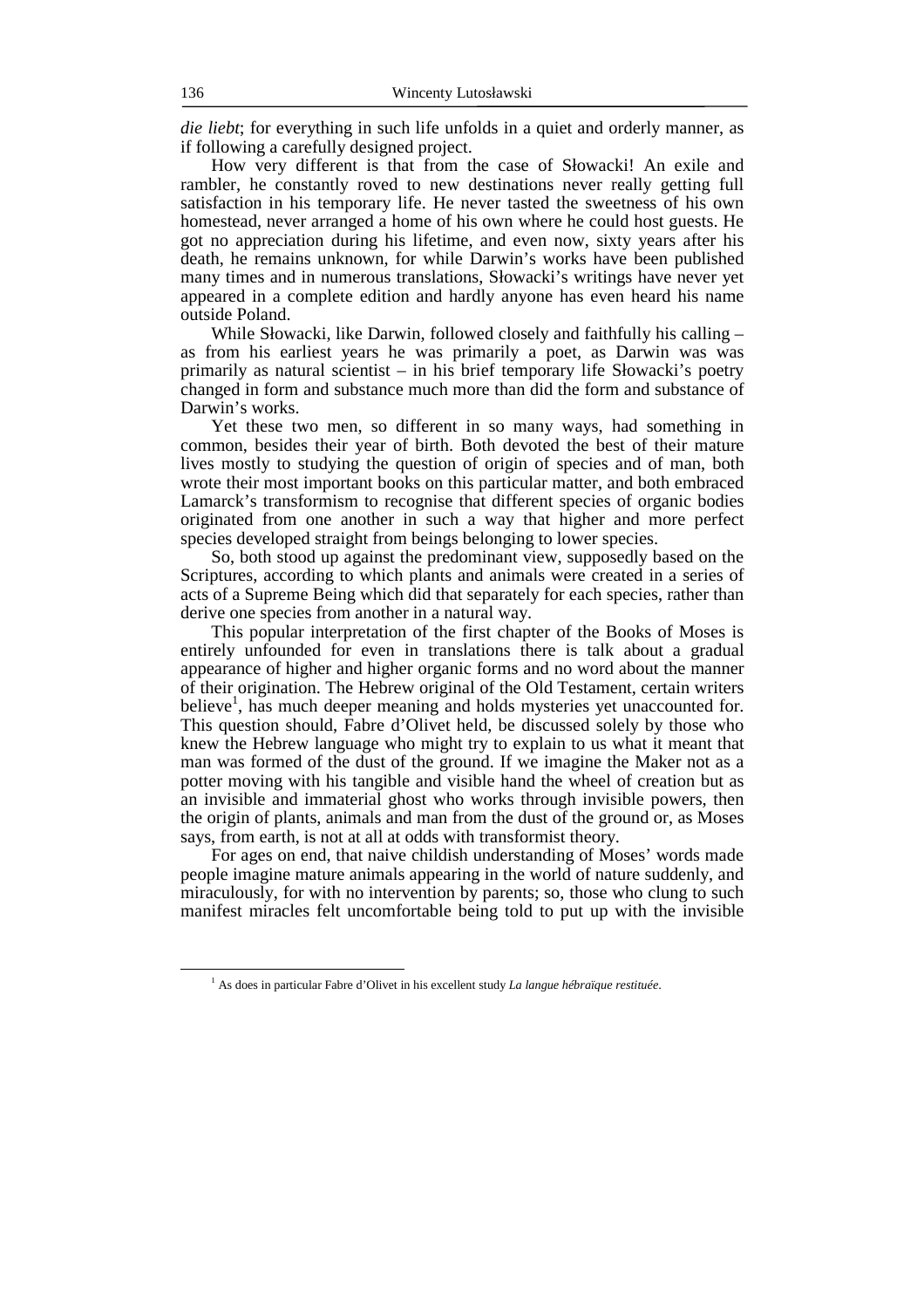*die liebt*; for everything in such life unfolds in a quiet and orderly manner, as if following a carefully designed project.

How very different is that from the case of Słowacki! An exile and rambler, he constantly roved to new destinations never really getting full satisfaction in his temporary life. He never tasted the sweetness of his own homestead, never arranged a home of his own where he could host guests. He got no appreciation during his lifetime, and even now, sixty years after his death, he remains unknown, for while Darwin's works have been published many times and in numerous translations, Słowacki's writings have never yet appeared in a complete edition and hardly anyone has even heard his name outside Poland.

While Słowacki, like Darwin, followed closely and faithfully his calling – as from his earliest years he was primarily a poet, as Darwin was was primarily as natural scientist – in his brief temporary life Słowacki's poetry changed in form and substance much more than did the form and substance of Darwin's works.

Yet these two men, so different in so many ways, had something in common, besides their year of birth. Both devoted the best of their mature lives mostly to studying the question of origin of species and of man, both wrote their most important books on this particular matter, and both embraced Lamarck's transformism to recognise that different species of organic bodies originated from one another in such a way that higher and more perfect species developed straight from beings belonging to lower species.

So, both stood up against the predominant view, supposedly based on the Scriptures, according to which plants and animals were created in a series of acts of a Supreme Being which did that separately for each species, rather than derive one species from another in a natural way.

This popular interpretation of the first chapter of the Books of Moses is entirely unfounded for even in translations there is talk about a gradual appearance of higher and higher organic forms and no word about the manner of their origination. The Hebrew original of the Old Testament, certain writers believe[1], has much deeper meaning and holds mysteries yet unaccounted for. This question should, Fabre d'Olivet held, be discussed solely by those who knew the Hebrew language who might try to explain to us what it meant that man was formed of the dust of the ground. If we imagine the Maker not as a potter moving with his tangible and visible hand the wheel of creation but as an invisible and immaterial ghost who works through invisible powers, then the origin of plants, animals and man from the dust of the ground or, as Moses says, from earth, is not at all at odds with transformist theory.

For ages on end, that naive childish understanding of Moses' words made people imagine mature animals appearing in the world of nature suddenly, and miraculously, for with no intervention by parents; so, those who clung to such manifest miracles felt uncomfortable being told to put up with the invisible

[1] As does in particular Fabre d'Olivet in his excellent study *La langue hébraïque restituée*.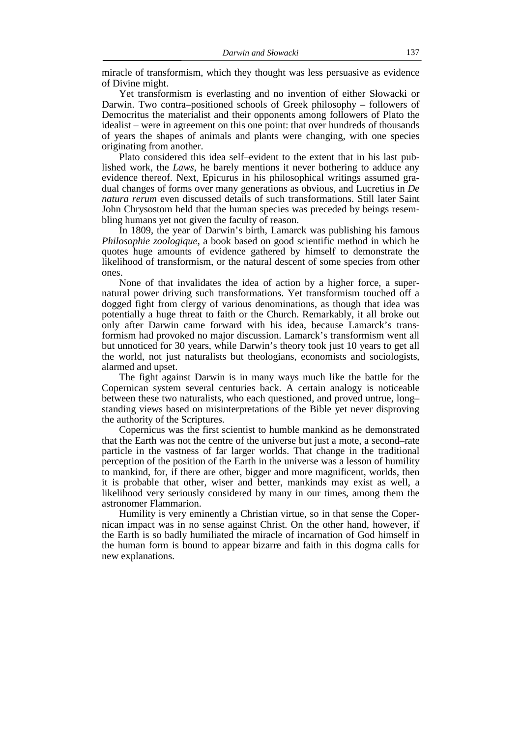miracle of transformism, which they thought was less persuasive as evidence of Divine might.

Yet transformism is everlasting and no invention of either Słowacki or Darwin. Two contra–positioned schools of Greek philosophy – followers of Democritus the materialist and their opponents among followers of Plato the idealist – were in agreement on this one point: that over hundreds of thousands of years the shapes of animals and plants were changing, with one species originating from another.

Plato considered this idea self–evident to the extent that in his last published work, the *Laws*, he barely mentions it never bothering to adduce any evidence thereof. Next, Epicurus in his philosophical writings assumed gradual changes of forms over many generations as obvious, and Lucretius in *De natura rerum* even discussed details of such transformations. Still later Saint John Chrysostom held that the human species was preceded by beings resembling humans yet not given the faculty of reason.

In 1809, the year of Darwin's birth, Lamarck was publishing his famous *Philosophie zoologique*, a book based on good scientific method in which he quotes huge amounts of evidence gathered by himself to demonstrate the likelihood of transformism, or the natural descent of some species from other ones.

None of that invalidates the idea of action by a higher force, a supernatural power driving such transformations. Yet transformism touched off a dogged fight from clergy of various denominations, as though that idea was potentially a huge threat to faith or the Church. Remarkably, it all broke out only after Darwin came forward with his idea, because Lamarck's transformism had provoked no major discussion. Lamarck's transformism went all but unnoticed for 30 years, while Darwin's theory took just 10 years to get all the world, not just naturalists but theologians, economists and sociologists, alarmed and upset.

The fight against Darwin is in many ways much like the battle for the Copernican system several centuries back. A certain analogy is noticeable between these two naturalists, who each questioned, and proved untrue, long–standing views based on misinterpretations of the Bible yet never disproving the authority of the Scriptures.

Copernicus was the first scientist to humble mankind as he demonstrated that the Earth was not the centre of the universe but just a mote, a second–rate particle in the vastness of far larger worlds. That change in the traditional perception of the position of the Earth in the universe was a lesson of humility to mankind, for, if there are other, bigger and more magnificent, worlds, then it is probable that other, wiser and better, mankinds may exist as well, a likelihood very seriously considered by many in our times, among them the astronomer Flammarion.

Humility is very eminently a Christian virtue, so in that sense the Copernican impact was in no sense against Christ. On the other hand, however, if the Earth is so badly humiliated the miracle of incarnation of God himself in the human form is bound to appear bizarre and faith in this dogma calls for new explanations.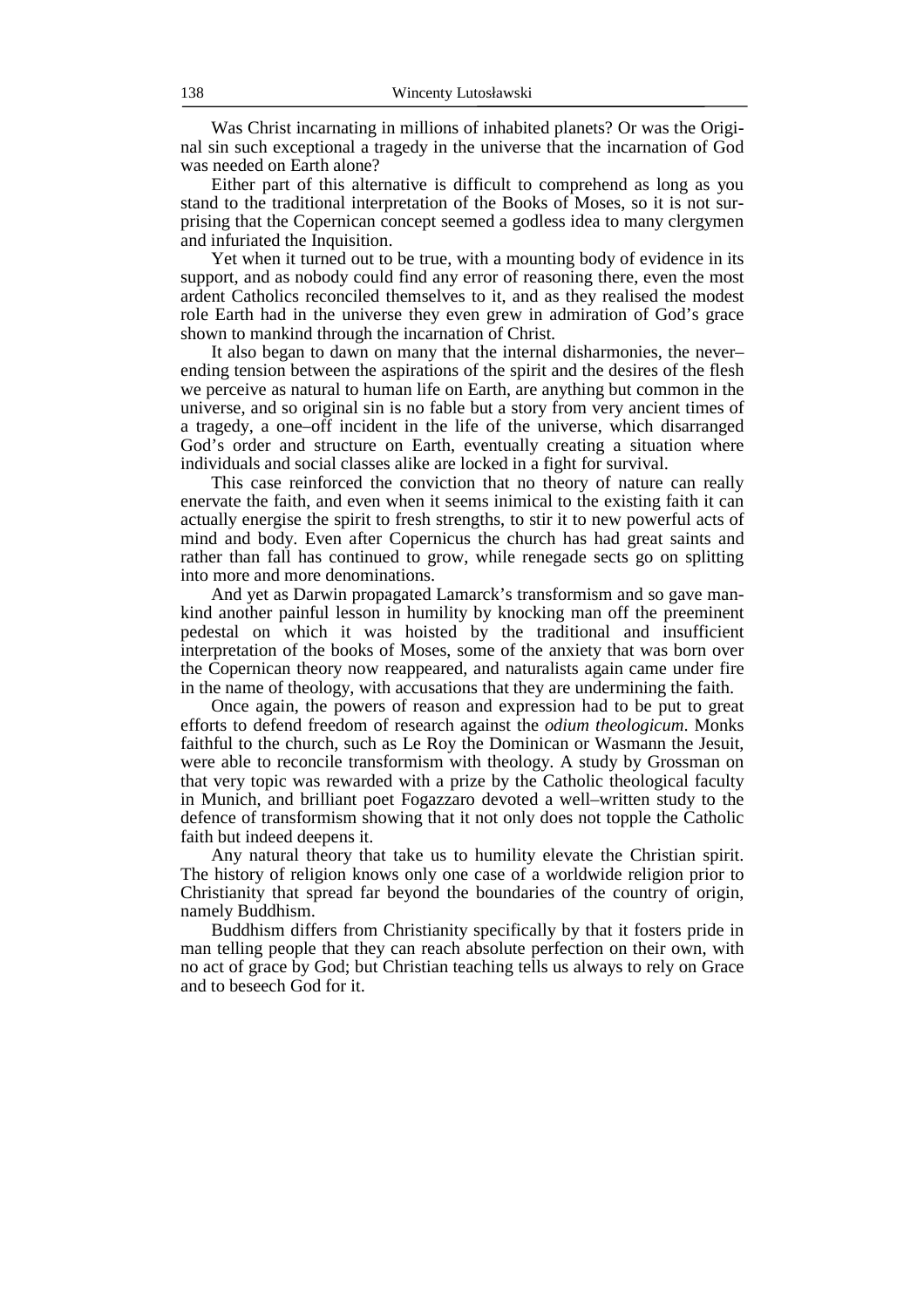Was Christ incarnating in millions of inhabited planets? Or was the Original sin such exceptional a tragedy in the universe that the incarnation of God was needed on Earth alone?

Either part of this alternative is difficult to comprehend as long as you stand to the traditional interpretation of the Books of Moses, so it is not surprising that the Copernican concept seemed a godless idea to many clergymen and infuriated the Inquisition.

Yet when it turned out to be true, with a mounting body of evidence in its support, and as nobody could find any error of reasoning there, even the most ardent Catholics reconciled themselves to it, and as they realised the modest role Earth had in the universe they even grew in admiration of God's grace shown to mankind through the incarnation of Christ.

It also began to dawn on many that the internal disharmonies, the never–ending tension between the aspirations of the spirit and the desires of the flesh we perceive as natural to human life on Earth, are anything but common in the universe, and so original sin is no fable but a story from very ancient times of a tragedy, a one–off incident in the life of the universe, which disarranged God's order and structure on Earth, eventually creating a situation where individuals and social classes alike are locked in a fight for survival.

This case reinforced the conviction that no theory of nature can really enervate the faith, and even when it seems inimical to the existing faith it can actually energise the spirit to fresh strengths, to stir it to new powerful acts of mind and body. Even after Copernicus the church has had great saints and rather than fall has continued to grow, while renegade sects go on splitting into more and more denominations.

And yet as Darwin propagated Lamarck's transformism and so gave mankind another painful lesson in humility by knocking man off the preeminent pedestal on which it was hoisted by the traditional and insufficient interpretation of the books of Moses, some of the anxiety that was born over the Copernican theory now reappeared, and naturalists again came under fire in the name of theology, with accusations that they are undermining the faith.

Once again, the powers of reason and expression had to be put to great efforts to defend freedom of research against the *odium theologicum*. Monks faithful to the church, such as Le Roy the Dominican or Wasmann the Jesuit, were able to reconcile transformism with theology. A study by Grossman on that very topic was rewarded with a prize by the Catholic theological faculty in Munich, and brilliant poet Fogazzaro devoted a well–written study to the defence of transformism showing that it not only does not topple the Catholic faith but indeed deepens it.

Any natural theory that take us to humility elevate the Christian spirit. The history of religion knows only one case of a worldwide religion prior to Christianity that spread far beyond the boundaries of the country of origin, namely Buddhism.

Buddhism differs from Christianity specifically by that it fosters pride in man telling people that they can reach absolute perfection on their own, with no act of grace by God; but Christian teaching tells us always to rely on Grace and to beseech God for it.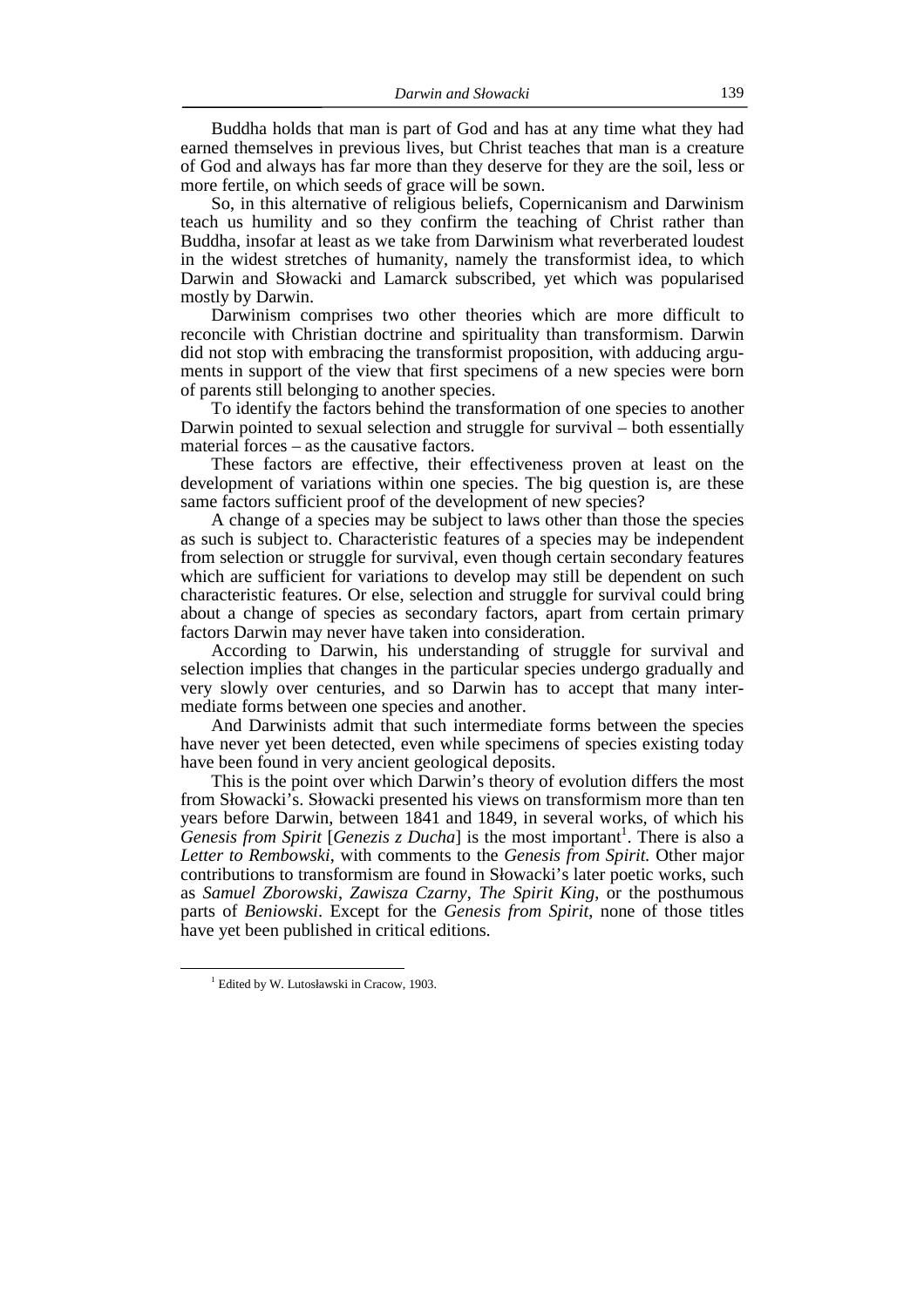Buddha holds that man is part of God and has at any time what they had earned themselves in previous lives, but Christ teaches that man is a creature of God and always has far more than they deserve for they are the soil, less or more fertile, on which seeds of grace will be sown.

So, in this alternative of religious beliefs, Copernicanism and Darwinism teach us humility and so they confirm the teaching of Christ rather than Buddha, insofar at least as we take from Darwinism what reverberated loudest in the widest stretches of humanity, namely the transformist idea, to which Darwin and Słowacki and Lamarck subscribed, yet which was popularised mostly by Darwin.

Darwinism comprises two other theories which are more difficult to reconcile with Christian doctrine and spirituality than transformism. Darwin did not stop with embracing the transformist proposition, with adducing arguments in support of the view that first specimens of a new species were born of parents still belonging to another species.

To identify the factors behind the transformation of one species to another Darwin pointed to sexual selection and struggle for survival – both essentially material forces – as the causative factors.

These factors are effective, their effectiveness proven at least on the development of variations within one species. The big question is, are these same factors sufficient proof of the development of new species?

A change of a species may be subject to laws other than those the species as such is subject to. Characteristic features of a species may be independent from selection or struggle for survival, even though certain secondary features which are sufficient for variations to develop may still be dependent on such characteristic features. Or else, selection and struggle for survival could bring about a change of species as secondary factors, apart from certain primary factors Darwin may never have taken into consideration.

According to Darwin, his understanding of struggle for survival and selection implies that changes in the particular species undergo gradually and very slowly over centuries, and so Darwin has to accept that many intermediate forms between one species and another.

And Darwinists admit that such intermediate forms between the species have never yet been detected, even while specimens of species existing today have been found in very ancient geological deposits.

This is the point over which Darwin's theory of evolution differs the most from Słowacki's. Słowacki presented his views on transformism more than ten years before Darwin, between 1841 and 1849, in several works, of which his *Genesis from Spirit* [*Genezis z Ducha*] is the most important[1]. There is also a *Letter to Rembowski*, with comments to the *Genesis from Spirit.* Other major contributions to transformism are found in Słowacki's later poetic works, such as *Samuel Zborowski*, *Zawisza Czarny*, *The Spirit King*, or the posthumous parts of *Beniowski*. Except for the *Genesis from Spirit*, none of those titles have yet been published in critical editions.

[1] Edited by W. Lutosławski in Cracow, 1903.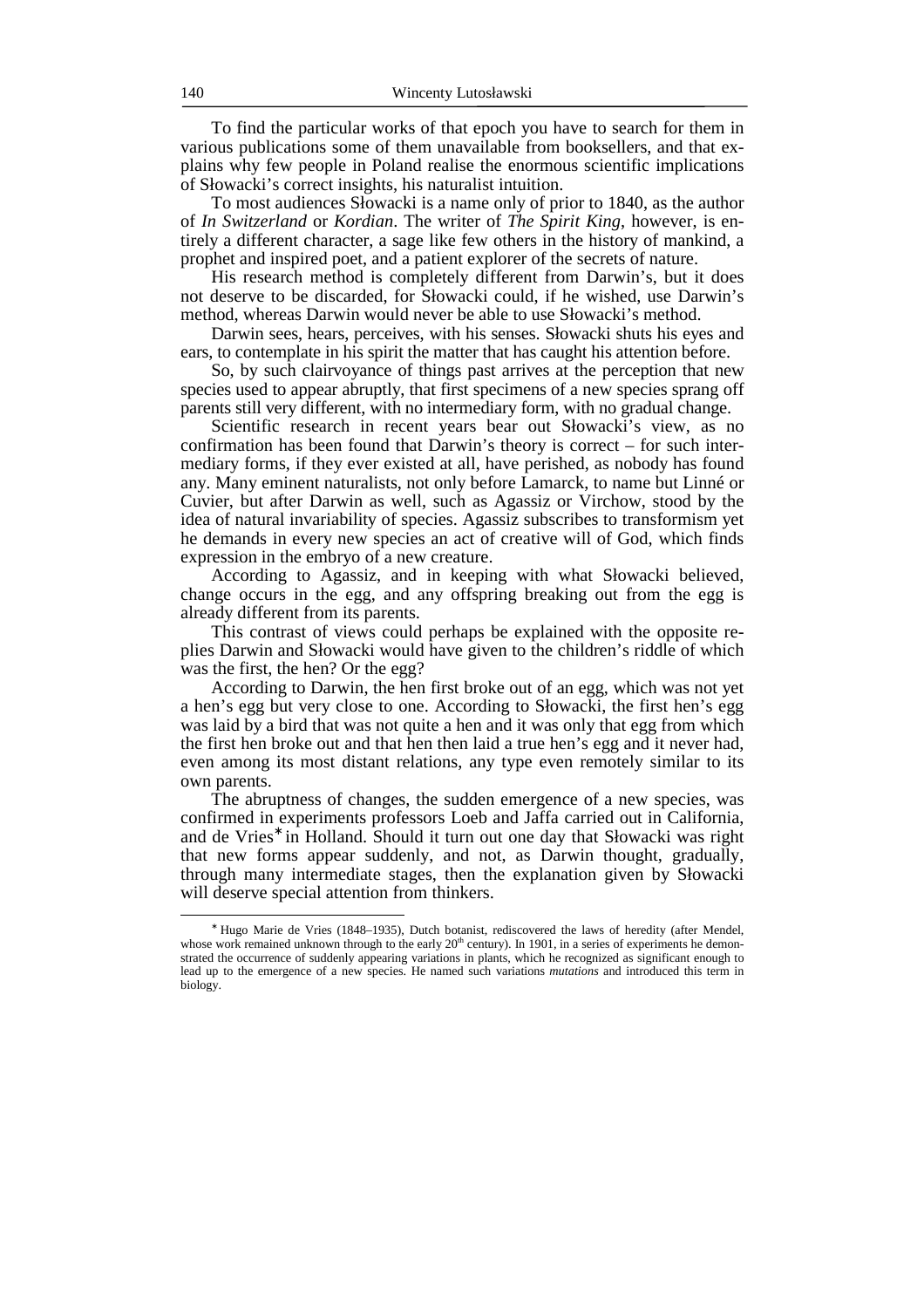To find the particular works of that epoch you have to search for them in various publications some of them unavailable from booksellers, and that explains why few people in Poland realise the enormous scientific implications of Słowacki's correct insights, his naturalist intuition.

To most audiences Słowacki is a name only of prior to 1840, as the author of *In Switzerland* or *Kordian*. The writer of *The Spirit King*, however, is entirely a different character, a sage like few others in the history of mankind, a prophet and inspired poet, and a patient explorer of the secrets of nature.

His research method is completely different from Darwin's, but it does not deserve to be discarded, for Słowacki could, if he wished, use Darwin's method, whereas Darwin would never be able to use Słowacki's method.

Darwin sees, hears, perceives, with his senses. Słowacki shuts his eyes and ears, to contemplate in his spirit the matter that has caught his attention before.

So, by such clairvoyance of things past arrives at the perception that new species used to appear abruptly, that first specimens of a new species sprang off parents still very different, with no intermediary form, with no gradual change.

Scientific research in recent years bear out Słowacki's view, as no confirmation has been found that Darwin's theory is correct – for such intermediary forms, if they ever existed at all, have perished, as nobody has found any. Many eminent naturalists, not only before Lamarck, to name but Linné or Cuvier, but after Darwin as well, such as Agassiz or Virchow, stood by the idea of natural invariability of species. Agassiz subscribes to transformism yet he demands in every new species an act of creative will of God, which finds expression in the embryo of a new creature.

According to Agassiz, and in keeping with what Słowacki believed, change occurs in the egg, and any offspring breaking out from the egg is already different from its parents.

This contrast of views could perhaps be explained with the opposite replies Darwin and Słowacki would have given to the children's riddle of which was the first, the hen? Or the egg?

According to Darwin, the hen first broke out of an egg, which was not yet a hen's egg but very close to one. According to Słowacki, the first hen's egg was laid by a bird that was not quite a hen and it was only that egg from which the first hen broke out and that hen then laid a true hen's egg and it never had, even among its most distant relations, any type even remotely similar to its own parents.

The abruptness of changes, the sudden emergence of a new species, was confirmed in experiments professors Loeb and Jaffa carried out in California, and de Vries* in Holland. Should it turn out one day that Słowacki was right that new forms appear suddenly, and not, as Darwin thought, gradually, through many intermediate stages, then the explanation given by Słowacki will deserve special attention from thinkers.

---

\* Hugo Marie de Vries (1848–1935), Dutch botanist, rediscovered the laws of heredity (after Mendel, whose work remained unknown through to the early 20th century). In 1901, in a series of experiments he demonstrated the occurrence of suddenly appearing variations in plants, which he recognized as significant enough to lead up to the emergence of a new species. He named such variations *mutations* and introduced this term in biology.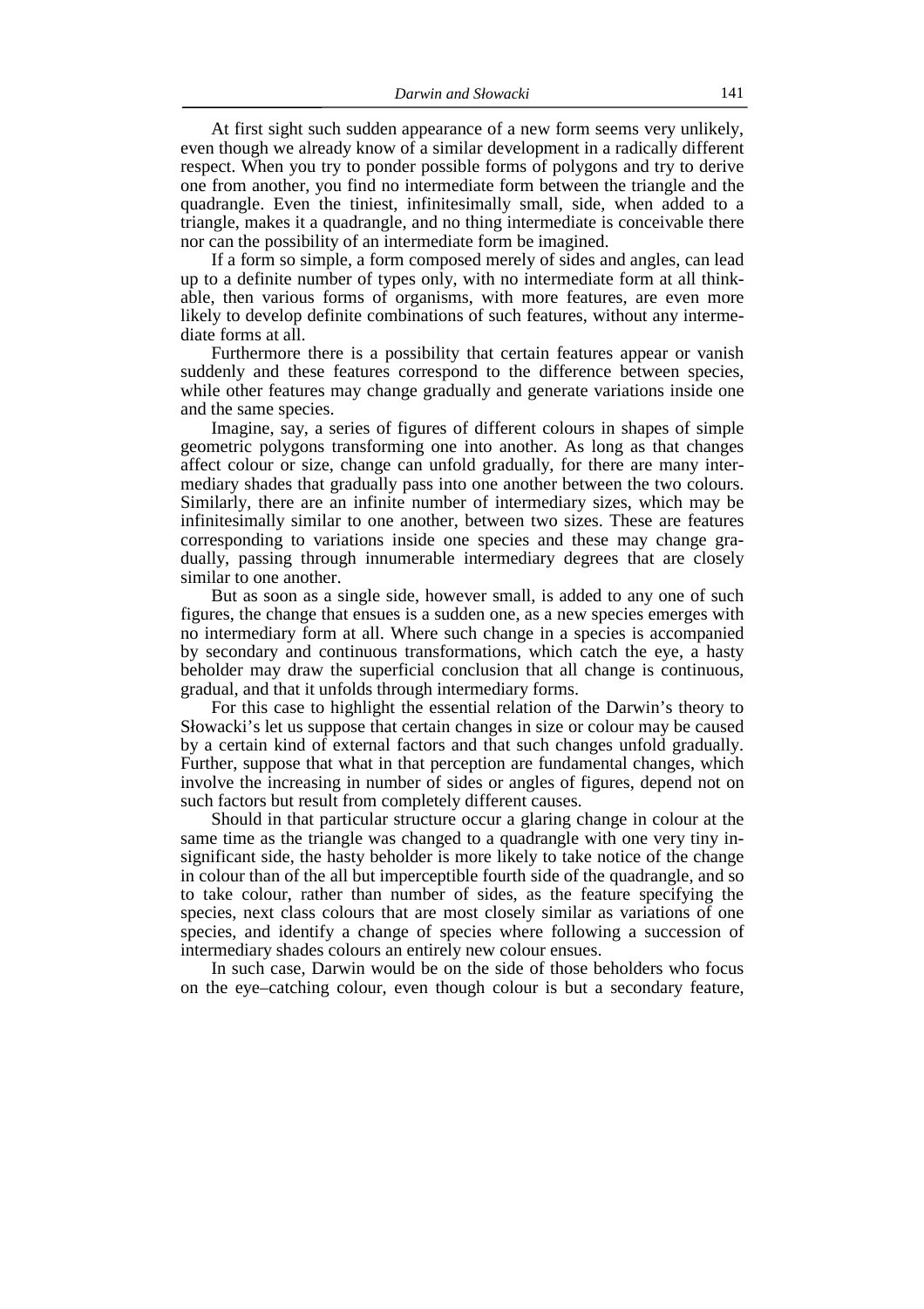At first sight such sudden appearance of a new form seems very unlikely, even though we already know of a similar development in a radically different respect. When you try to ponder possible forms of polygons and try to derive one from another, you find no intermediate form between the triangle and the quadrangle. Even the tiniest, infinitesimally small, side, when added to a triangle, makes it a quadrangle, and no thing intermediate is conceivable there nor can the possibility of an intermediate form be imagined.

If a form so simple, a form composed merely of sides and angles, can lead up to a definite number of types only, with no intermediate form at all thinkable, then various forms of organisms, with more features, are even more likely to develop definite combinations of such features, without any intermediate forms at all.

Furthermore there is a possibility that certain features appear or vanish suddenly and these features correspond to the difference between species, while other features may change gradually and generate variations inside one and the same species.

Imagine, say, a series of figures of different colours in shapes of simple geometric polygons transforming one into another. As long as that changes affect colour or size, change can unfold gradually, for there are many intermediary shades that gradually pass into one another between the two colours. Similarly, there are an infinite number of intermediary sizes, which may be infinitesimally similar to one another, between two sizes. These are features corresponding to variations inside one species and these may change gradually, passing through innumerable intermediary degrees that are closely similar to one another.

But as soon as a single side, however small, is added to any one of such figures, the change that ensues is a sudden one, as a new species emerges with no intermediary form at all. Where such change in a species is accompanied by secondary and continuous transformations, which catch the eye, a hasty beholder may draw the superficial conclusion that all change is continuous, gradual, and that it unfolds through intermediary forms.

For this case to highlight the essential relation of the Darwin's theory to Słowacki's let us suppose that certain changes in size or colour may be caused by a certain kind of external factors and that such changes unfold gradually. Further, suppose that what in that perception are fundamental changes, which involve the increasing in number of sides or angles of figures, depend not on such factors but result from completely different causes.

Should in that particular structure occur a glaring change in colour at the same time as the triangle was changed to a quadrangle with one very tiny insignificant side, the hasty beholder is more likely to take notice of the change in colour than of the all but imperceptible fourth side of the quadrangle, and so to take colour, rather than number of sides, as the feature specifying the species, next class colours that are most closely similar as variations of one species, and identify a change of species where following a succession of intermediary shades colours an entirely new colour ensues.

In such case, Darwin would be on the side of those beholders who focus on the eye–catching colour, even though colour is but a secondary feature,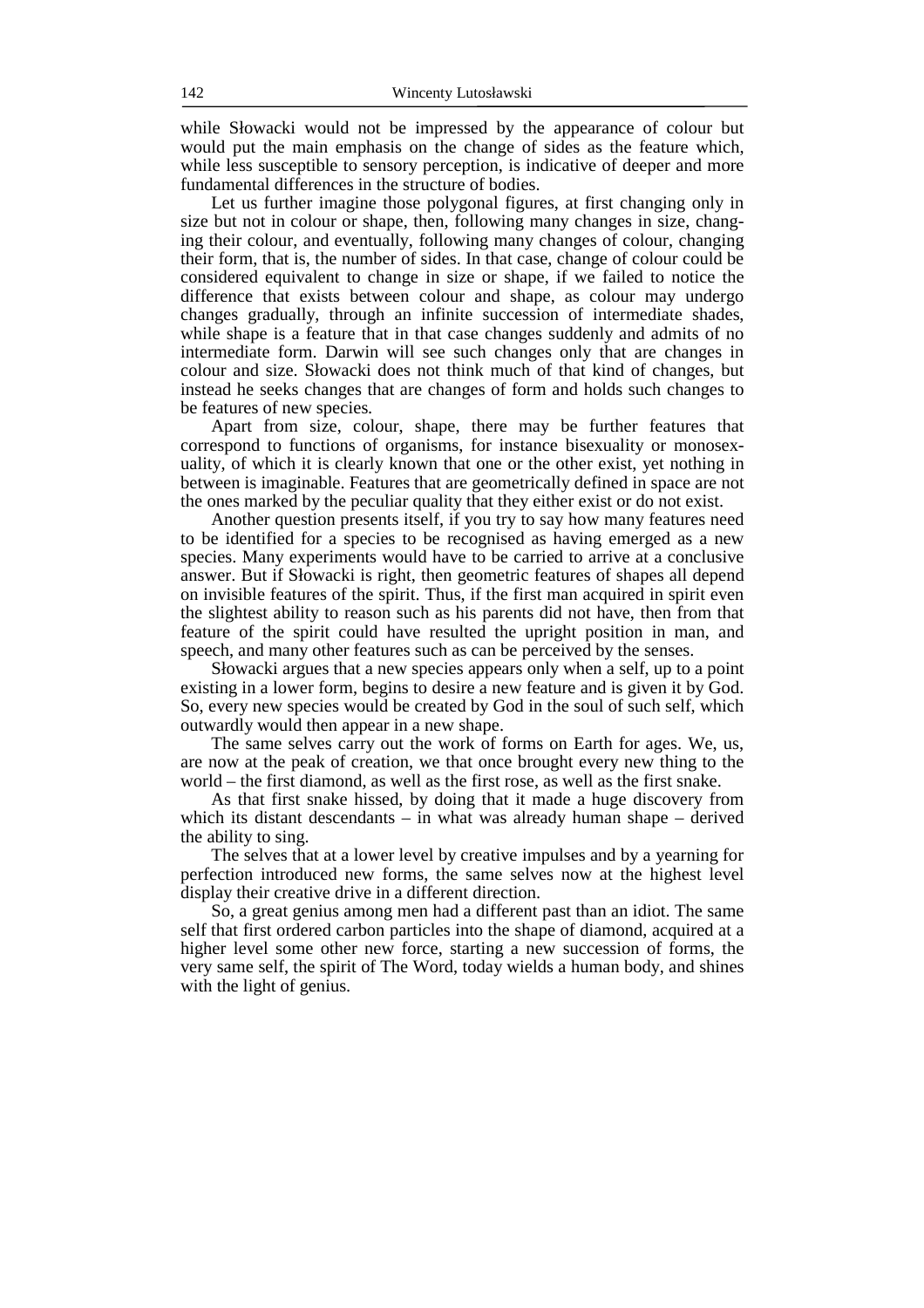while Słowacki would not be impressed by the appearance of colour but would put the main emphasis on the change of sides as the feature which, while less susceptible to sensory perception, is indicative of deeper and more fundamental differences in the structure of bodies.

Let us further imagine those polygonal figures, at first changing only in size but not in colour or shape, then, following many changes in size, changing their colour, and eventually, following many changes of colour, changing their form, that is, the number of sides. In that case, change of colour could be considered equivalent to change in size or shape, if we failed to notice the difference that exists between colour and shape, as colour may undergo changes gradually, through an infinite succession of intermediate shades, while shape is a feature that in that case changes suddenly and admits of no intermediate form. Darwin will see such changes only that are changes in colour and size. Słowacki does not think much of that kind of changes, but instead he seeks changes that are changes of form and holds such changes to be features of new species.

Apart from size, colour, shape, there may be further features that correspond to functions of organisms, for instance bisexuality or monosexuality, of which it is clearly known that one or the other exist, yet nothing in between is imaginable. Features that are geometrically defined in space are not the ones marked by the peculiar quality that they either exist or do not exist.

Another question presents itself, if you try to say how many features need to be identified for a species to be recognised as having emerged as a new species. Many experiments would have to be carried to arrive at a conclusive answer. But if Słowacki is right, then geometric features of shapes all depend on invisible features of the spirit. Thus, if the first man acquired in spirit even the slightest ability to reason such as his parents did not have, then from that feature of the spirit could have resulted the upright position in man, and speech, and many other features such as can be perceived by the senses.

Słowacki argues that a new species appears only when a self, up to a point existing in a lower form, begins to desire a new feature and is given it by God. So, every new species would be created by God in the soul of such self, which outwardly would then appear in a new shape.

The same selves carry out the work of forms on Earth for ages. We, us, are now at the peak of creation, we that once brought every new thing to the world – the first diamond, as well as the first rose, as well as the first snake.

As that first snake hissed, by doing that it made a huge discovery from which its distant descendants – in what was already human shape – derived the ability to sing.

The selves that at a lower level by creative impulses and by a yearning for perfection introduced new forms, the same selves now at the highest level display their creative drive in a different direction.

So, a great genius among men had a different past than an idiot. The same self that first ordered carbon particles into the shape of diamond, acquired at a higher level some other new force, starting a new succession of forms, the very same self, the spirit of The Word, today wields a human body, and shines with the light of genius.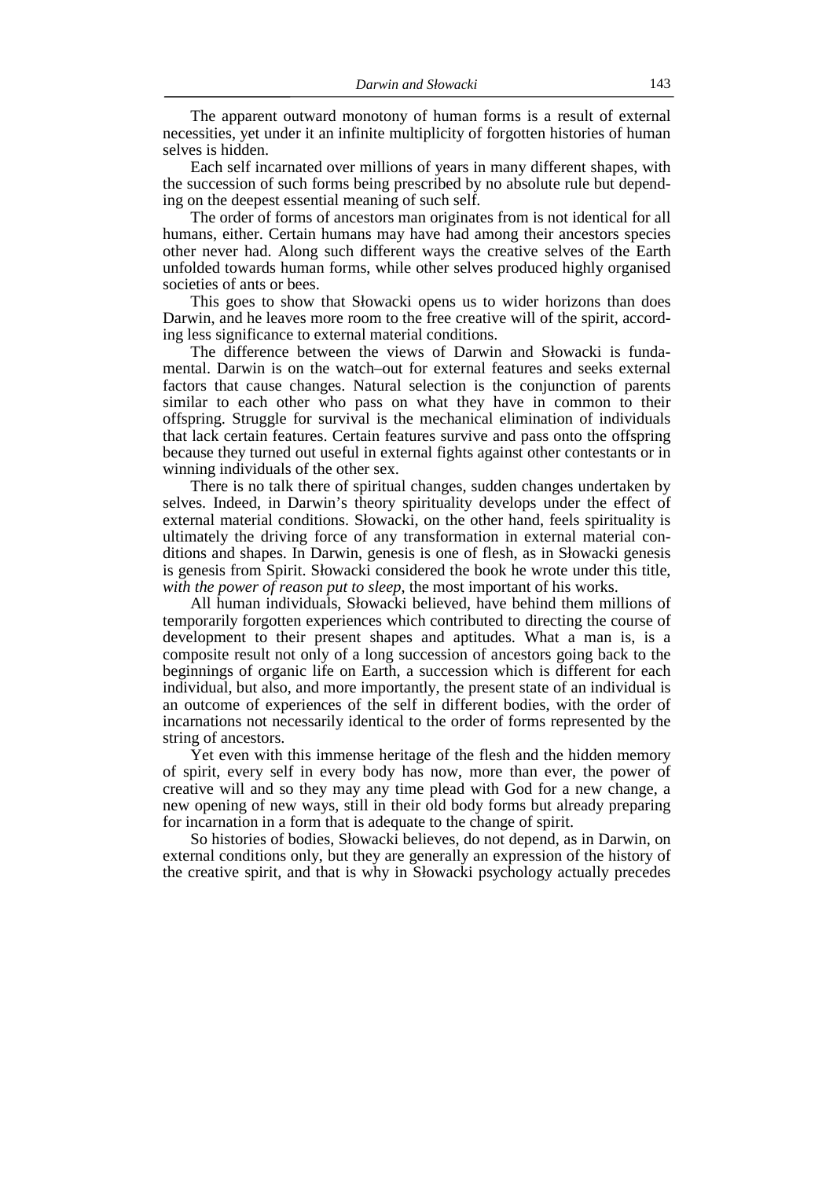The apparent outward monotony of human forms is a result of external necessities, yet under it an infinite multiplicity of forgotten histories of human selves is hidden.

Each self incarnated over millions of years in many different shapes, with the succession of such forms being prescribed by no absolute rule but depending on the deepest essential meaning of such self.

The order of forms of ancestors man originates from is not identical for all humans, either. Certain humans may have had among their ancestors species other never had. Along such different ways the creative selves of the Earth unfolded towards human forms, while other selves produced highly organised societies of ants or bees.

This goes to show that Słowacki opens us to wider horizons than does Darwin, and he leaves more room to the free creative will of the spirit, according less significance to external material conditions.

The difference between the views of Darwin and Słowacki is fundamental. Darwin is on the watch–out for external features and seeks external factors that cause changes. Natural selection is the conjunction of parents similar to each other who pass on what they have in common to their offspring. Struggle for survival is the mechanical elimination of individuals that lack certain features. Certain features survive and pass onto the offspring because they turned out useful in external fights against other contestants or in winning individuals of the other sex.

There is no talk there of spiritual changes, sudden changes undertaken by selves. Indeed, in Darwin's theory spirituality develops under the effect of external material conditions. Słowacki, on the other hand, feels spirituality is ultimately the driving force of any transformation in external material conditions and shapes. In Darwin, genesis is one of flesh, as in Słowacki genesis is genesis from Spirit. Słowacki considered the book he wrote under this title, *with the power of reason put to sleep*, the most important of his works.

All human individuals, Słowacki believed, have behind them millions of temporarily forgotten experiences which contributed to directing the course of development to their present shapes and aptitudes. What a man is, is a composite result not only of a long succession of ancestors going back to the beginnings of organic life on Earth, a succession which is different for each individual, but also, and more importantly, the present state of an individual is an outcome of experiences of the self in different bodies, with the order of incarnations not necessarily identical to the order of forms represented by the string of ancestors.

Yet even with this immense heritage of the flesh and the hidden memory of spirit, every self in every body has now, more than ever, the power of creative will and so they may any time plead with God for a new change, a new opening of new ways, still in their old body forms but already preparing for incarnation in a form that is adequate to the change of spirit.

So histories of bodies, Słowacki believes, do not depend, as in Darwin, on external conditions only, but they are generally an expression of the history of the creative spirit, and that is why in Słowacki psychology actually precedes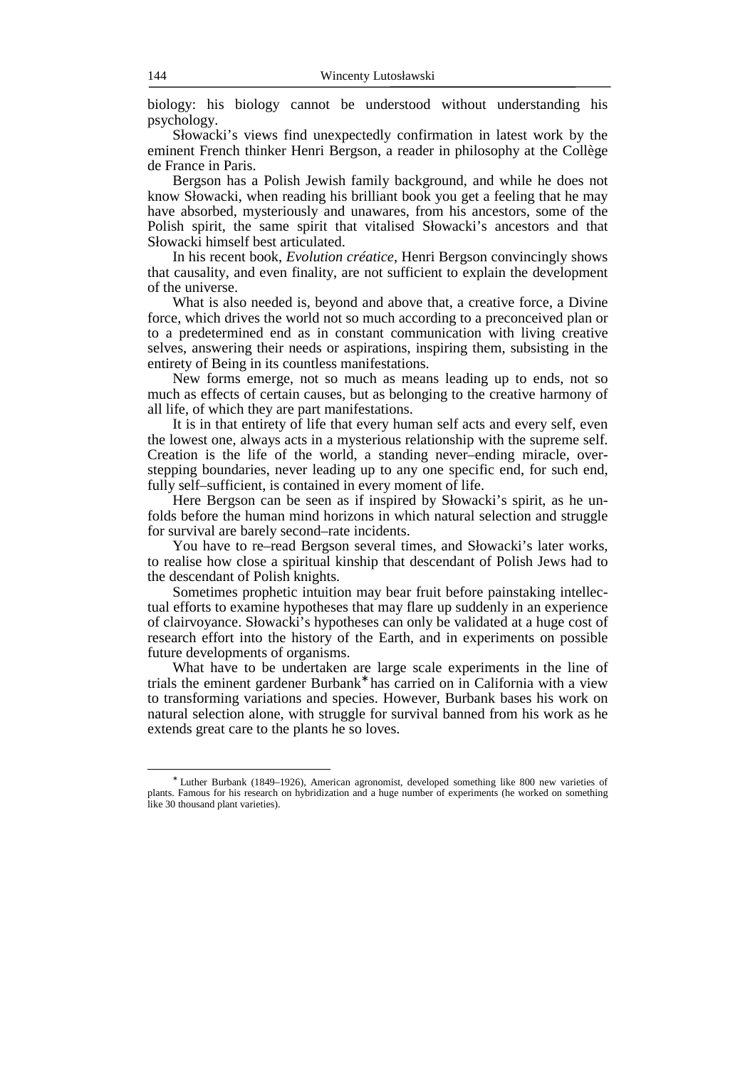biology: his biology cannot be understood without understanding his psychology.

Słowacki's views find unexpectedly confirmation in latest work by the eminent French thinker Henri Bergson, a reader in philosophy at the Collège de France in Paris.

Bergson has a Polish Jewish family background, and while he does not know Słowacki, when reading his brilliant book you get a feeling that he may have absorbed, mysteriously and unawares, from his ancestors, some of the Polish spirit, the same spirit that vitalised Słowacki's ancestors and that Słowacki himself best articulated.

In his recent book, *Evolution créatice*, Henri Bergson convincingly shows that causality, and even finality, are not sufficient to explain the development of the universe.

What is also needed is, beyond and above that, a creative force, a Divine force, which drives the world not so much according to a preconceived plan or to a predetermined end as in constant communication with living creative selves, answering their needs or aspirations, inspiring them, subsisting in the entirety of Being in its countless manifestations.

New forms emerge, not so much as means leading up to ends, not so much as effects of certain causes, but as belonging to the creative harmony of all life, of which they are part manifestations.

It is in that entirety of life that every human self acts and every self, even the lowest one, always acts in a mysterious relationship with the supreme self. Creation is the life of the world, a standing never–ending miracle, overstepping boundaries, never leading up to any one specific end, for such end, fully self–sufficient, is contained in every moment of life.

Here Bergson can be seen as if inspired by Słowacki's spirit, as he unfolds before the human mind horizons in which natural selection and struggle for survival are barely second–rate incidents.

You have to re–read Bergson several times, and Słowacki's later works, to realise how close a spiritual kinship that descendant of Polish Jews had to the descendant of Polish knights.

Sometimes prophetic intuition may bear fruit before painstaking intellectual efforts to examine hypotheses that may flare up suddenly in an experience of clairvoyance. Słowacki's hypotheses can only be validated at a huge cost of research effort into the history of the Earth, and in experiments on possible future developments of organisms.

What have to be undertaken are large scale experiments in the line of trials the eminent gardener Burbank* has carried on in California with a view to transforming variations and species. However, Burbank bases his work on natural selection alone, with struggle for survival banned from his work as he extends great care to the plants he so loves.

---

* Luther Burbank (1849–1926), American agronomist, developed something like 800 new varieties of plants. Famous for his research on hybridization and a huge number of experiments (he worked on something like 30 thousand plant varieties).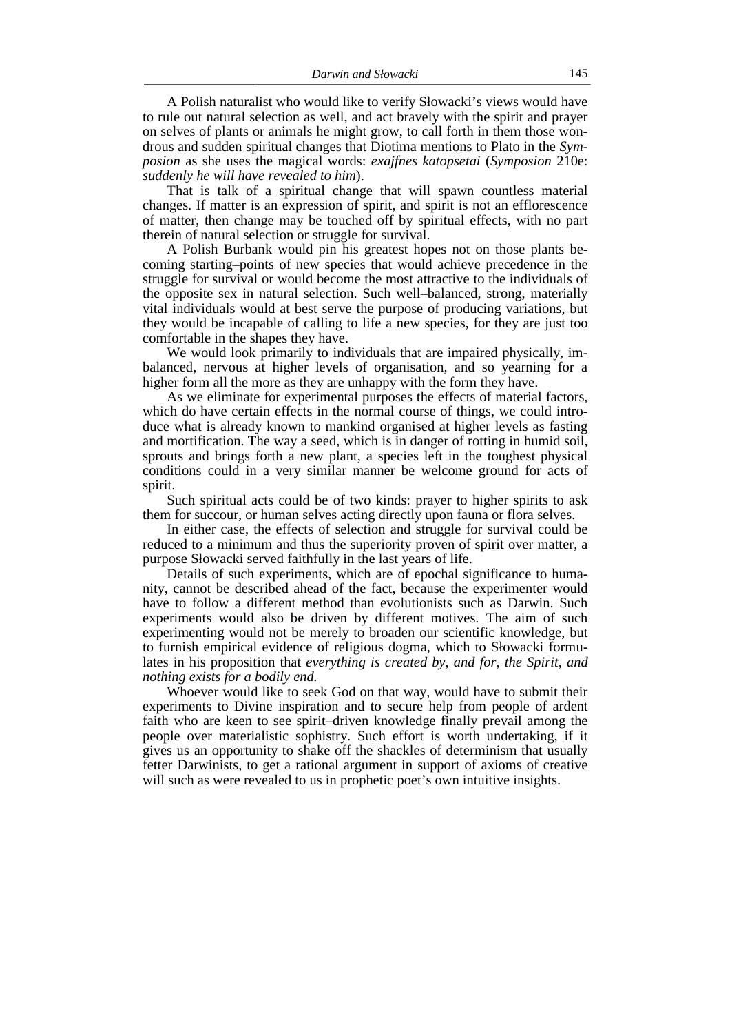A Polish naturalist who would like to verify Słowacki's views would have to rule out natural selection as well, and act bravely with the spirit and prayer on selves of plants or animals he might grow, to call forth in them those wondrous and sudden spiritual changes that Diotima mentions to Plato in the *Symposion* as she uses the magical words: *exajfnes katopsetai* (*Symposion* 210e: *suddenly he will have revealed to him*).

That is talk of a spiritual change that will spawn countless material changes. If matter is an expression of spirit, and spirit is not an efflorescence of matter, then change may be touched off by spiritual effects, with no part therein of natural selection or struggle for survival.

A Polish Burbank would pin his greatest hopes not on those plants becoming starting–points of new species that would achieve precedence in the struggle for survival or would become the most attractive to the individuals of the opposite sex in natural selection. Such well–balanced, strong, materially vital individuals would at best serve the purpose of producing variations, but they would be incapable of calling to life a new species, for they are just too comfortable in the shapes they have.

We would look primarily to individuals that are impaired physically, imbalanced, nervous at higher levels of organisation, and so yearning for a higher form all the more as they are unhappy with the form they have.

As we eliminate for experimental purposes the effects of material factors, which do have certain effects in the normal course of things, we could introduce what is already known to mankind organised at higher levels as fasting and mortification. The way a seed, which is in danger of rotting in humid soil, sprouts and brings forth a new plant, a species left in the toughest physical conditions could in a very similar manner be welcome ground for acts of spirit.

Such spiritual acts could be of two kinds: prayer to higher spirits to ask them for succour, or human selves acting directly upon fauna or flora selves.

In either case, the effects of selection and struggle for survival could be reduced to a minimum and thus the superiority proven of spirit over matter, a purpose Słowacki served faithfully in the last years of life.

Details of such experiments, which are of epochal significance to humanity, cannot be described ahead of the fact, because the experimenter would have to follow a different method than evolutionists such as Darwin. Such experiments would also be driven by different motives. The aim of such experimenting would not be merely to broaden our scientific knowledge, but to furnish empirical evidence of religious dogma, which to Słowacki formulates in his proposition that *everything is created by, and for, the Spirit, and nothing exists for a bodily end.*

Whoever would like to seek God on that way, would have to submit their experiments to Divine inspiration and to secure help from people of ardent faith who are keen to see spirit–driven knowledge finally prevail among the people over materialistic sophistry. Such effort is worth undertaking, if it gives us an opportunity to shake off the shackles of determinism that usually fetter Darwinists, to get a rational argument in support of axioms of creative will such as were revealed to us in prophetic poet's own intuitive insights.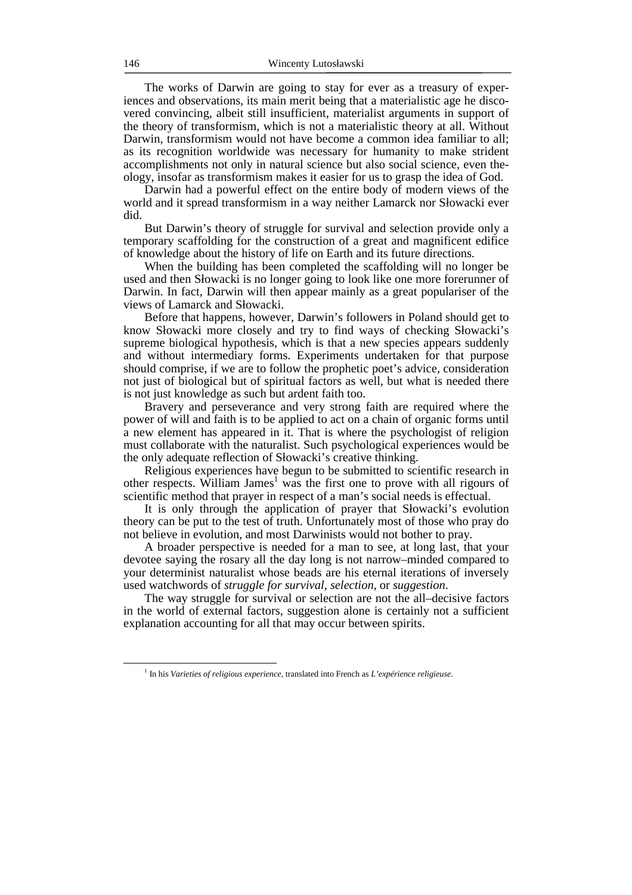The works of Darwin are going to stay for ever as a treasury of experiences and observations, its main merit being that a materialistic age he discovered convincing, albeit still insufficient, materialist arguments in support of the theory of transformism, which is not a materialistic theory at all. Without Darwin, transformism would not have become a common idea familiar to all; as its recognition worldwide was necessary for humanity to make strident accomplishments not only in natural science but also social science, even theology, insofar as transformism makes it easier for us to grasp the idea of God.

Darwin had a powerful effect on the entire body of modern views of the world and it spread transformism in a way neither Lamarck nor Słowacki ever did.

But Darwin's theory of struggle for survival and selection provide only a temporary scaffolding for the construction of a great and magnificent edifice of knowledge about the history of life on Earth and its future directions.

When the building has been completed the scaffolding will no longer be used and then Słowacki is no longer going to look like one more forerunner of Darwin. In fact, Darwin will then appear mainly as a great populariser of the views of Lamarck and Słowacki.

Before that happens, however, Darwin's followers in Poland should get to know Słowacki more closely and try to find ways of checking Słowacki's supreme biological hypothesis, which is that a new species appears suddenly and without intermediary forms. Experiments undertaken for that purpose should comprise, if we are to follow the prophetic poet's advice, consideration not just of biological but of spiritual factors as well, but what is needed there is not just knowledge as such but ardent faith too.

Bravery and perseverance and very strong faith are required where the power of will and faith is to be applied to act on a chain of organic forms until a new element has appeared in it. That is where the psychologist of religion must collaborate with the naturalist. Such psychological experiences would be the only adequate reflection of Słowacki's creative thinking.

Religious experiences have begun to be submitted to scientific research in other respects. William James[1] was the first one to prove with all rigours of scientific method that prayer in respect of a man's social needs is effectual.

It is only through the application of prayer that Słowacki's evolution theory can be put to the test of truth. Unfortunately most of those who pray do not believe in evolution, and most Darwinists would not bother to pray.

A broader perspective is needed for a man to see, at long last, that your devotee saying the rosary all the day long is not narrow–minded compared to your determinist naturalist whose beads are his eternal iterations of inversely used watchwords of *struggle for survival*, *selection*, or *suggestion*.

The way struggle for survival or selection are not the all–decisive factors in the world of external factors, suggestion alone is certainly not a sufficient explanation accounting for all that may occur between spirits.

[1] In his *Varieties of religious experience*, translated into French as *L'expérience religieuse*.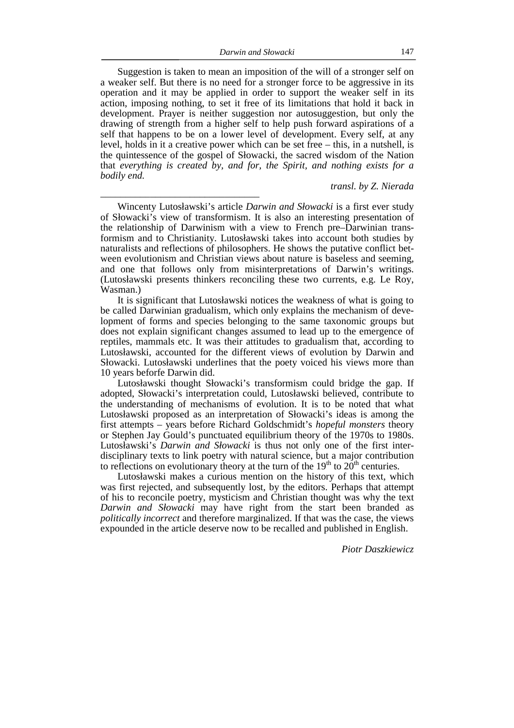Suggestion is taken to mean an imposition of the will of a stronger self on a weaker self. But there is no need for a stronger force to be aggressive in its operation and it may be applied in order to support the weaker self in its action, imposing nothing, to set it free of its limitations that hold it back in development. Prayer is neither suggestion nor autosuggestion, but only the drawing of strength from a higher self to help push forward aspirations of a self that happens to be on a lower level of development. Every self, at any level, holds in it a creative power which can be set free – this, in a nutshell, is the quintessence of the gospel of Słowacki, the sacred wisdom of the Nation that *everything is created by, and for, the Spirit, and nothing exists for a bodily end.*

*transl. by Z. Nierada*

---

Wincenty Lutosławski's article *Darwin and Słowacki* is a first ever study of Słowacki's view of transformism. It is also an interesting presentation of the relationship of Darwinism with a view to French pre–Darwinian transformism and to Christianity. Lutosławski takes into account both studies by naturalists and reflections of philosophers. He shows the putative conflict between evolutionism and Christian views about nature is baseless and seeming, and one that follows only from misinterpretations of Darwin's writings. (Lutosławski presents thinkers reconciling these two currents, e.g. Le Roy, Wasman.)

It is significant that Lutosławski notices the weakness of what is going to be called Darwinian gradualism, which only explains the mechanism of development of forms and species belonging to the same taxonomic groups but does not explain significant changes assumed to lead up to the emergence of reptiles, mammals etc. It was their attitudes to gradualism that, according to Lutosławski, accounted for the different views of evolution by Darwin and Słowacki. Lutosławski underlines that the poety voiced his views more than 10 years beforfe Darwin did.

Lutosławski thought Słowacki's transformism could bridge the gap. If adopted, Słowacki's interpretation could, Lutosławski believed, contribute to the understanding of mechanisms of evolution. It is to be noted that what Lutosławski proposed as an interpretation of Słowacki's ideas is among the first attempts – years before Richard Goldschmidt's *hopeful monsters* theory or Stephen Jay Gould's punctuated equilibrium theory of the 1970s to 1980s. Lutosławski's *Darwin and Słowacki* is thus not only one of the first interdisciplinary texts to link poetry with natural science, but a major contribution to reflections on evolutionary theory at the turn of the 19th to 20th centuries.

Lutosławski makes a curious mention on the history of this text, which was first rejected, and subsequently lost, by the editors. Perhaps that attempt of his to reconcile poetry, mysticism and Christian thought was why the text *Darwin and Słowacki* may have right from the start been branded as *politically incorrect* and therefore marginalized. If that was the case, the views expounded in the article deserve now to be recalled and published in English.

*Piotr Daszkiewicz*